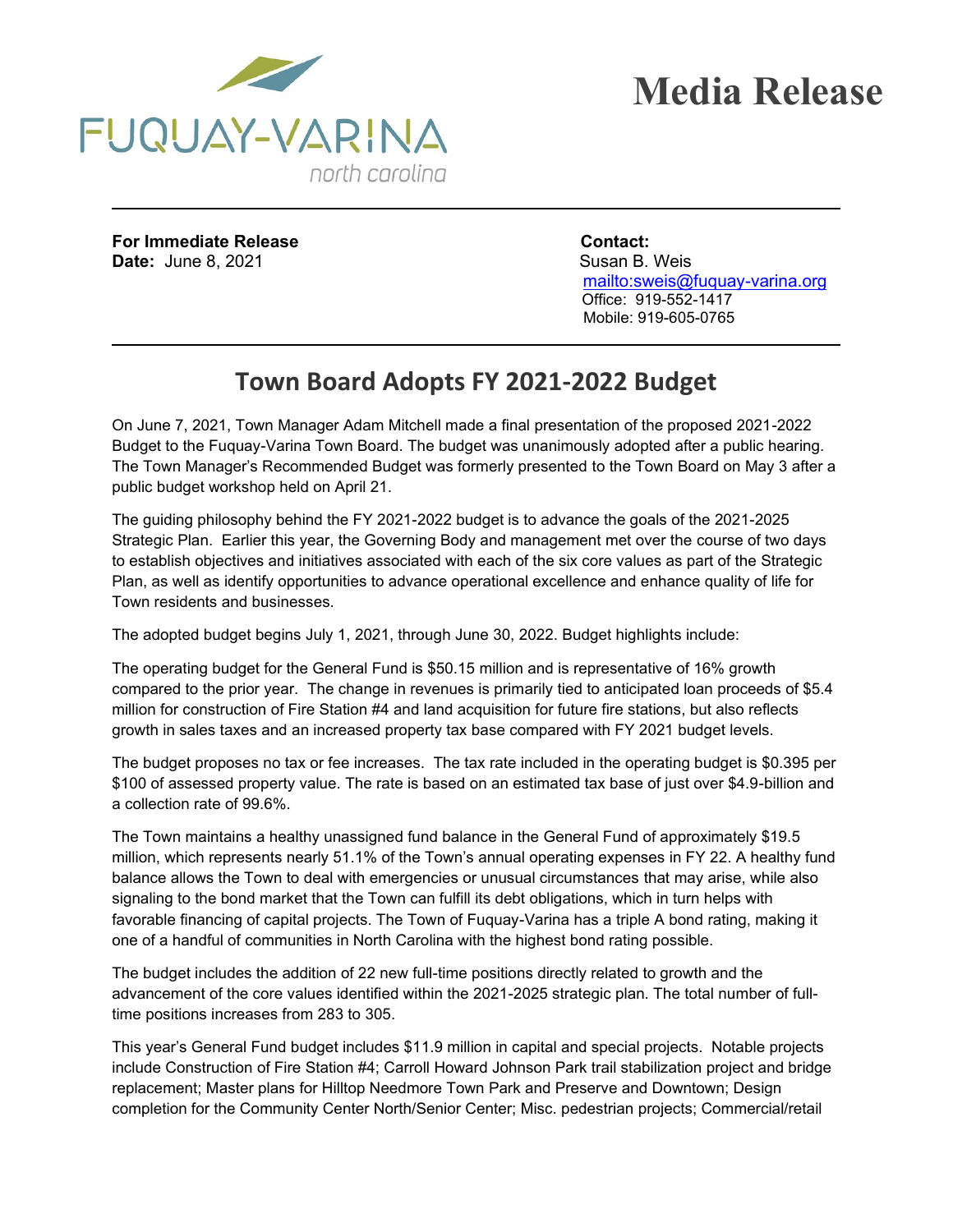FUQUAY-VARINA
north carolina

# Media Release

**For Immediate Release**
**Date:** June 8, 2021

**Contact:**
Susan B. Weis
mailto:sweis@fuquay-varina.org
Office: 919-552-1417
Mobile: 919-605-0765

## Town Board Adopts FY 2021-2022 Budget

On June 7, 2021, Town Manager Adam Mitchell made a final presentation of the proposed 2021-2022 Budget to the Fuquay-Varina Town Board. The budget was unanimously adopted after a public hearing. The Town Manager's Recommended Budget was formerly presented to the Town Board on May 3 after a public budget workshop held on April 21.

The guiding philosophy behind the FY 2021-2022 budget is to advance the goals of the 2021-2025 Strategic Plan. Earlier this year, the Governing Body and management met over the course of two days to establish objectives and initiatives associated with each of the six core values as part of the Strategic Plan, as well as identify opportunities to advance operational excellence and enhance quality of life for Town residents and businesses.

The adopted budget begins July 1, 2021, through June 30, 2022. Budget highlights include:

The operating budget for the General Fund is $50.15 million and is representative of 16% growth compared to the prior year. The change in revenues is primarily tied to anticipated loan proceeds of $5.4 million for construction of Fire Station #4 and land acquisition for future fire stations, but also reflects growth in sales taxes and an increased property tax base compared with FY 2021 budget levels.

The budget proposes no tax or fee increases. The tax rate included in the operating budget is $0.395 per $100 of assessed property value. The rate is based on an estimated tax base of just over $4.9-billion and a collection rate of 99.6%.

The Town maintains a healthy unassigned fund balance in the General Fund of approximately $19.5 million, which represents nearly 51.1% of the Town's annual operating expenses in FY 22. A healthy fund balance allows the Town to deal with emergencies or unusual circumstances that may arise, while also signaling to the bond market that the Town can fulfill its debt obligations, which in turn helps with favorable financing of capital projects. The Town of Fuquay-Varina has a triple A bond rating, making it one of a handful of communities in North Carolina with the highest bond rating possible.

The budget includes the addition of 22 new full-time positions directly related to growth and the advancement of the core values identified within the 2021-2025 strategic plan. The total number of full-time positions increases from 283 to 305.

This year's General Fund budget includes $11.9 million in capital and special projects. Notable projects include Construction of Fire Station #4; Carroll Howard Johnson Park trail stabilization project and bridge replacement; Master plans for Hilltop Needmore Town Park and Preserve and Downtown; Design completion for the Community Center North/Senior Center; Misc. pedestrian projects; Commercial/retail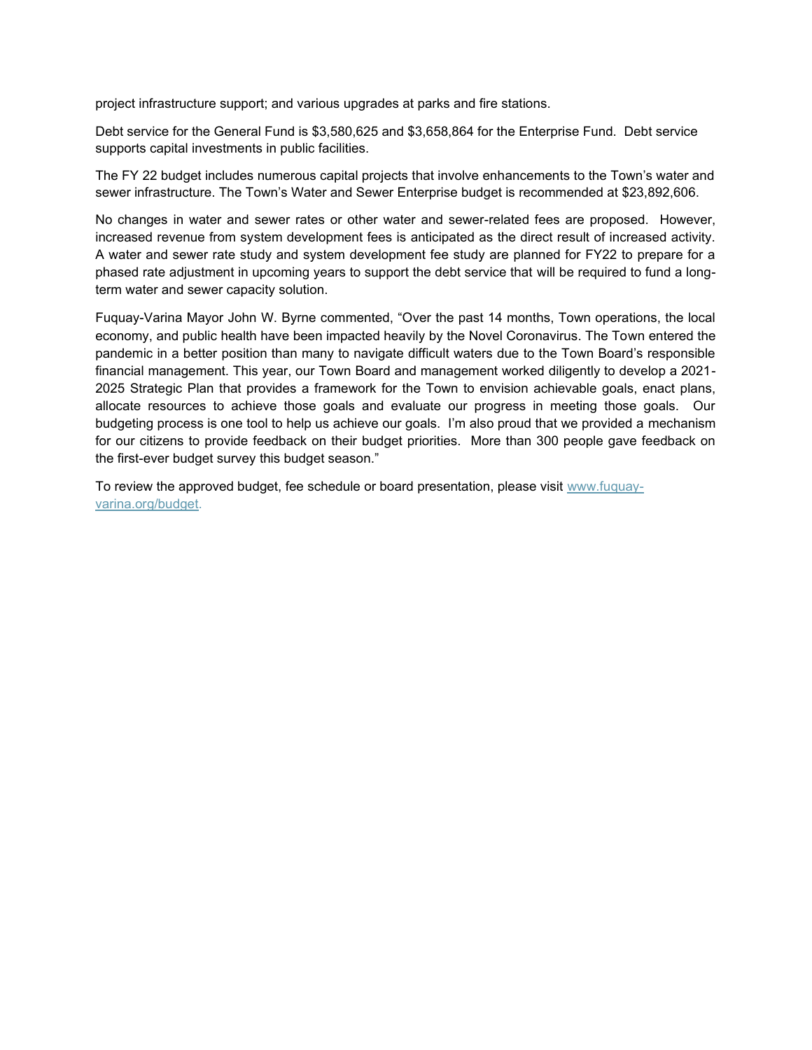project infrastructure support; and various upgrades at parks and fire stations.

Debt service for the General Fund is $3,580,625 and $3,658,864 for the Enterprise Fund. Debt service supports capital investments in public facilities.

The FY 22 budget includes numerous capital projects that involve enhancements to the Town's water and sewer infrastructure. The Town's Water and Sewer Enterprise budget is recommended at $23,892,606.

No changes in water and sewer rates or other water and sewer-related fees are proposed. However, increased revenue from system development fees is anticipated as the direct result of increased activity. A water and sewer rate study and system development fee study are planned for FY22 to prepare for a phased rate adjustment in upcoming years to support the debt service that will be required to fund a long-term water and sewer capacity solution.

Fuquay-Varina Mayor John W. Byrne commented, "Over the past 14 months, Town operations, the local economy, and public health have been impacted heavily by the Novel Coronavirus. The Town entered the pandemic in a better position than many to navigate difficult waters due to the Town Board's responsible financial management. This year, our Town Board and management worked diligently to develop a 2021-2025 Strategic Plan that provides a framework for the Town to envision achievable goals, enact plans, allocate resources to achieve those goals and evaluate our progress in meeting those goals. Our budgeting process is one tool to help us achieve our goals. I'm also proud that we provided a mechanism for our citizens to provide feedback on their budget priorities. More than 300 people gave feedback on the first-ever budget survey this budget season."

To review the approved budget, fee schedule or board presentation, please visit [www.fuquay-varina.org/budget](http://www.fuquay-varina.org/budget).